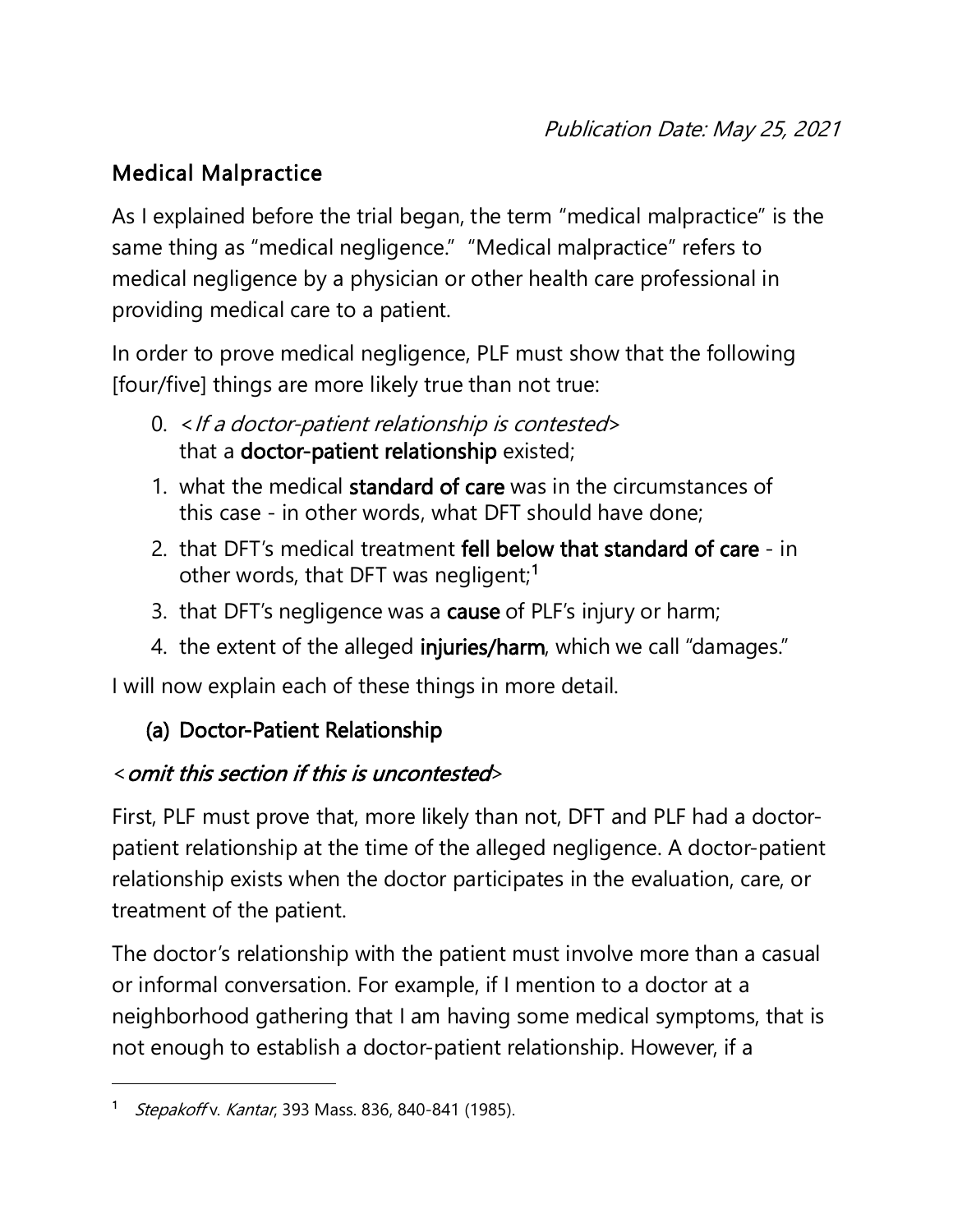*Publication Date: May 25, 2021*

## Medical Malpractice

As I explained before the trial began, the term "medical malpractice" is the same thing as "medical negligence." "Medical malpractice" refers to medical negligence by a physician or other health care professional in providing medical care to a patient.

In order to prove medical negligence, PLF must show that the following [four/five] things are more likely true than not true:

0. *<If a doctor-patient relationship is contested>* that a **doctor-patient relationship** existed;
1. what the medical **standard of care** was in the circumstances of this case - in other words, what DFT should have done;
2. that DFT's medical treatment **fell below that standard of care** - in other words, that DFT was negligent;[1]
3. that DFT's negligence was a **cause** of PLF's injury or harm;
4. the extent of the alleged **injuries/harm**, which we call "damages."

I will now explain each of these things in more detail.

### (a) Doctor-Patient Relationship

*<omit this section if this is uncontested>*

First, PLF must prove that, more likely than not, DFT and PLF had a doctor-patient relationship at the time of the alleged negligence. A doctor-patient relationship exists when the doctor participates in the evaluation, care, or treatment of the patient.

The doctor's relationship with the patient must involve more than a casual or informal conversation. For example, if I mention to a doctor at a neighborhood gathering that I am having some medical symptoms, that is not enough to establish a doctor-patient relationship. However, if a

---

[1] *Stepakoff* v. *Kantar*, 393 Mass. 836, 840-841 (1985).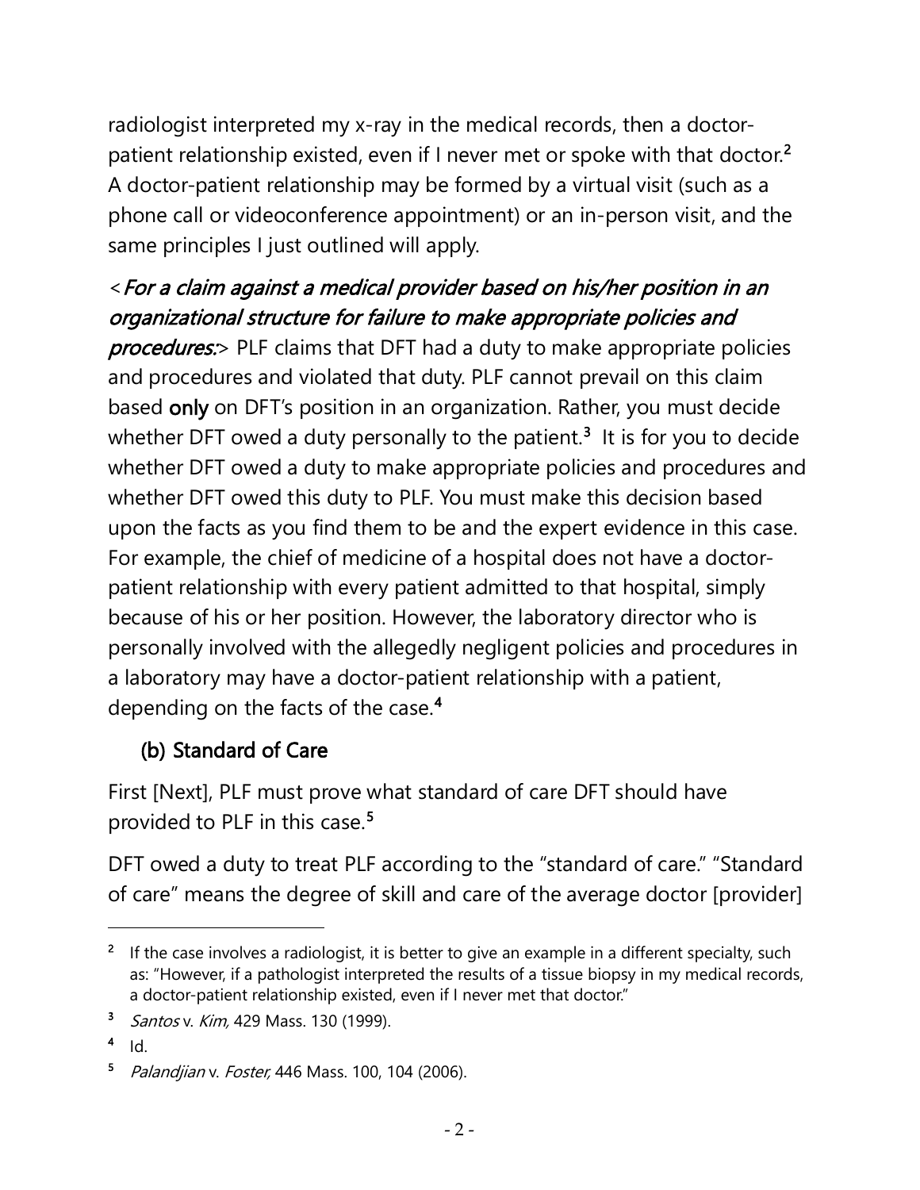radiologist interpreted my x-ray in the medical records, then a doctor-patient relationship existed, even if I never met or spoke with that doctor.[2] A doctor-patient relationship may be formed by a virtual visit (such as a phone call or videoconference appointment) or an in-person visit, and the same principles I just outlined will apply.

<*For a claim against a medical provider based on his/her position in an organizational structure for failure to make appropriate policies and procedures:*> PLF claims that DFT had a duty to make appropriate policies and procedures and violated that duty. PLF cannot prevail on this claim based **only** on DFT's position in an organization. Rather, you must decide whether DFT owed a duty personally to the patient.[3] It is for you to decide whether DFT owed a duty to make appropriate policies and procedures and whether DFT owed this duty to PLF. You must make this decision based upon the facts as you find them to be and the expert evidence in this case. For example, the chief of medicine of a hospital does not have a doctor-patient relationship with every patient admitted to that hospital, simply because of his or her position. However, the laboratory director who is personally involved with the allegedly negligent policies and procedures in a laboratory may have a doctor-patient relationship with a patient, depending on the facts of the case.[4]

### (b) Standard of Care

First [Next], PLF must prove what standard of care DFT should have provided to PLF in this case.[5]

DFT owed a duty to treat PLF according to the "standard of care." "Standard of care" means the degree of skill and care of the average doctor [provider]

---

[2] If the case involves a radiologist, it is better to give an example in a different specialty, such as: "However, if a pathologist interpreted the results of a tissue biopsy in my medical records, a doctor-patient relationship existed, even if I never met that doctor."

[3] *Santos* v. *Kim,* 429 Mass. 130 (1999).

[4] Id.

[5] *Palandjian* v. *Foster,* 446 Mass. 100, 104 (2006).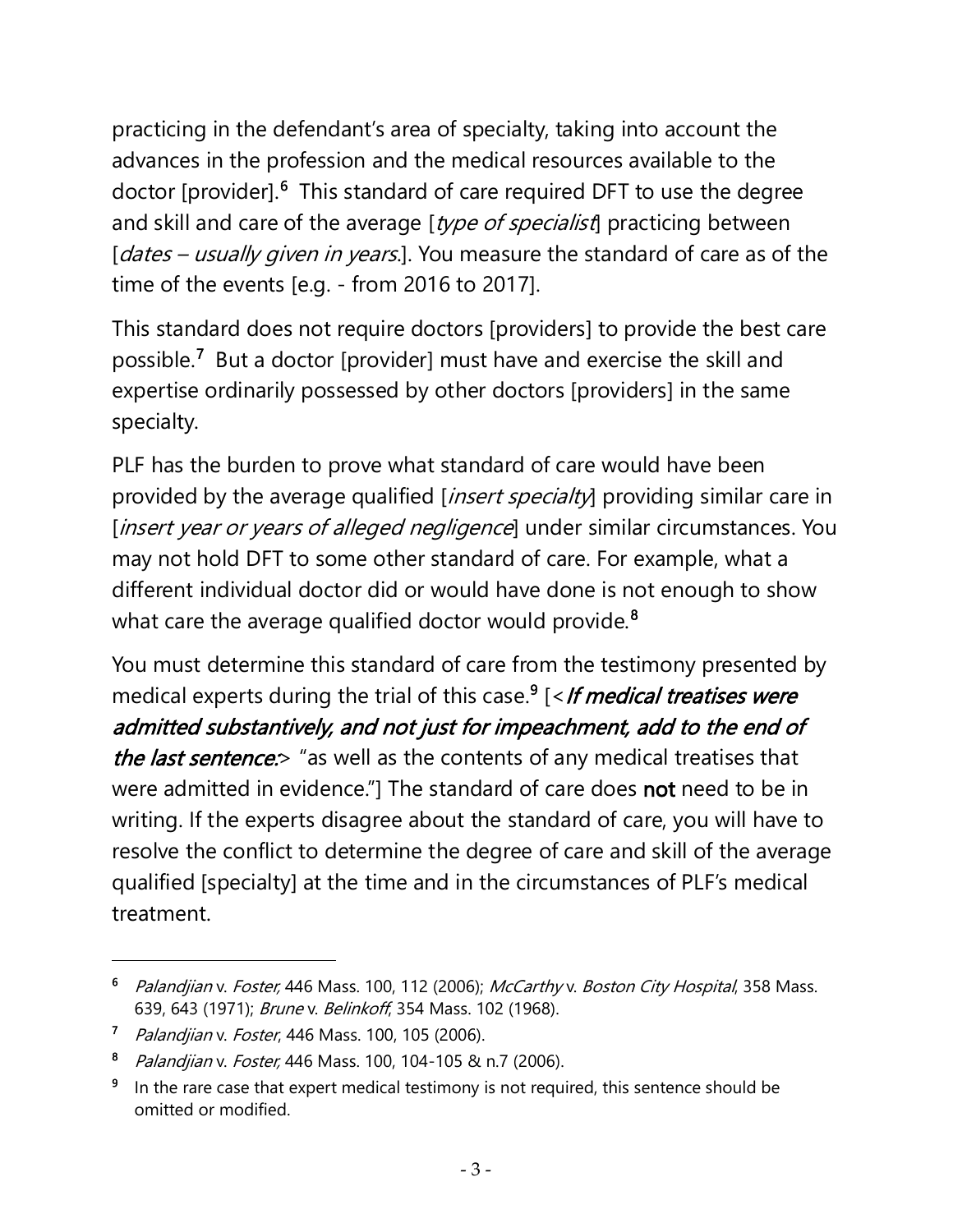practicing in the defendant's area of specialty, taking into account the advances in the profession and the medical resources available to the doctor [provider].[6] This standard of care required DFT to use the degree and skill and care of the average [*type of specialist*] practicing between [*dates – usually given in years*.]. You measure the standard of care as of the time of the events [e.g. - from 2016 to 2017].

This standard does not require doctors [providers] to provide the best care possible.[7] But a doctor [provider] must have and exercise the skill and expertise ordinarily possessed by other doctors [providers] in the same specialty.

PLF has the burden to prove what standard of care would have been provided by the average qualified [*insert specialty*] providing similar care in [*insert year or years of alleged negligence*] under similar circumstances. You may not hold DFT to some other standard of care. For example, what a different individual doctor did or would have done is not enough to show what care the average qualified doctor would provide.[8]

You must determine this standard of care from the testimony presented by medical experts during the trial of this case.[9] [<***If medical treatises were admitted substantively, and not just for impeachment, add to the end of the last sentence:***> "as well as the contents of any medical treatises that were admitted in evidence."] The standard of care does **not** need to be in writing. If the experts disagree about the standard of care, you will have to resolve the conflict to determine the degree of care and skill of the average qualified [specialty] at the time and in the circumstances of PLF's medical treatment.

---

[6] *Palandjian* v. *Foster,* 446 Mass. 100, 112 (2006); *McCarthy* v. *Boston City Hospital*, 358 Mass. 639, 643 (1971); *Brune* v. *Belinkoff*, 354 Mass. 102 (1968).

[7] *Palandjian* v. *Foster*, 446 Mass. 100, 105 (2006).

[8] *Palandjian* v. *Foster,* 446 Mass. 100, 104-105 & n.7 (2006).

[9] In the rare case that expert medical testimony is not required, this sentence should be omitted or modified.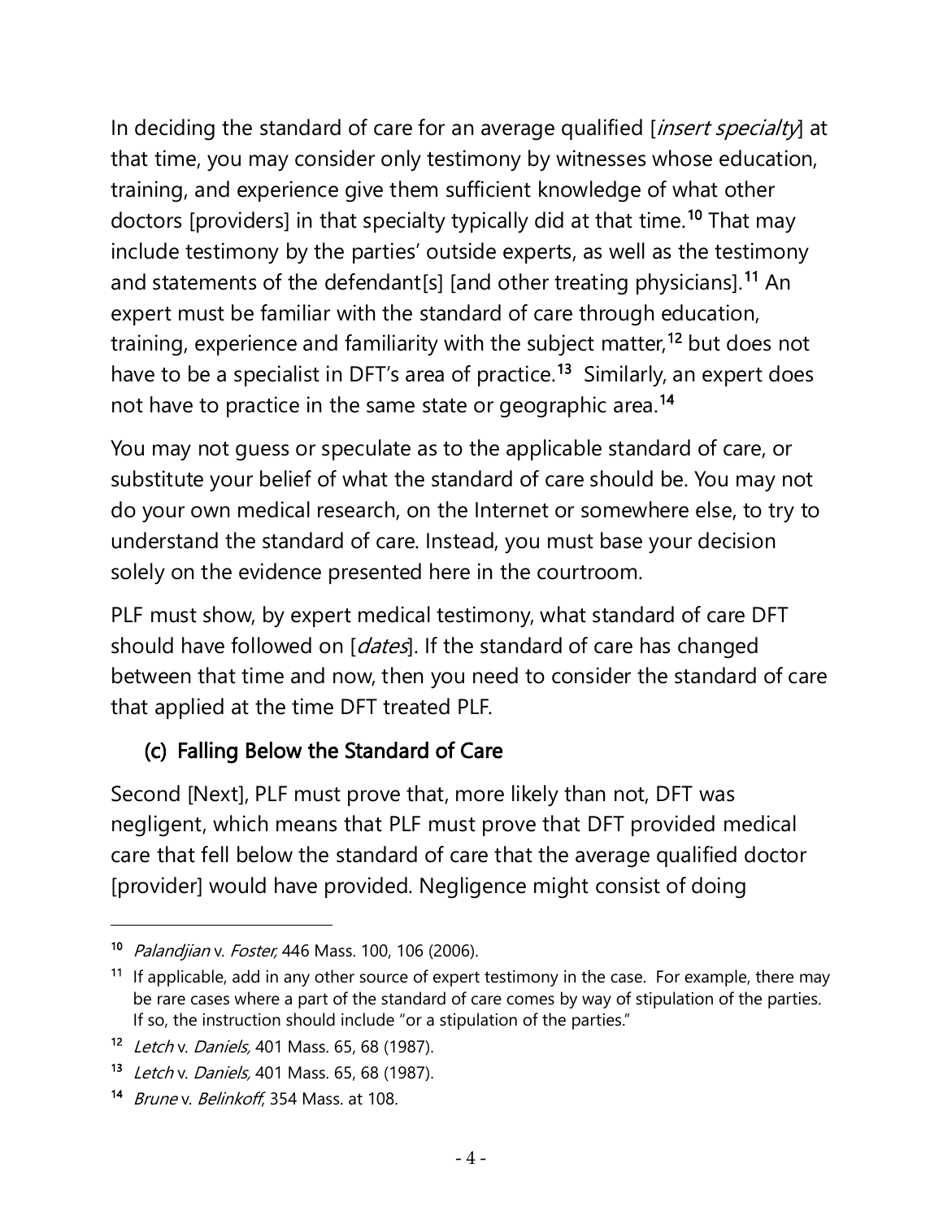In deciding the standard of care for an average qualified [*insert specialty*] at that time, you may consider only testimony by witnesses whose education, training, and experience give them sufficient knowledge of what other doctors [providers] in that specialty typically did at that time.[10] That may include testimony by the parties' outside experts, as well as the testimony and statements of the defendant[s] [and other treating physicians].[11] An expert must be familiar with the standard of care through education, training, experience and familiarity with the subject matter,[12] but does not have to be a specialist in DFT's area of practice.[13] Similarly, an expert does not have to practice in the same state or geographic area.[14]

You may not guess or speculate as to the applicable standard of care, or substitute your belief of what the standard of care should be. You may not do your own medical research, on the Internet or somewhere else, to try to understand the standard of care. Instead, you must base your decision solely on the evidence presented here in the courtroom.

PLF must show, by expert medical testimony, what standard of care DFT should have followed on [*dates*]. If the standard of care has changed between that time and now, then you need to consider the standard of care that applied at the time DFT treated PLF.

### (c) Falling Below the Standard of Care

Second [Next], PLF must prove that, more likely than not, DFT was negligent, which means that PLF must prove that DFT provided medical care that fell below the standard of care that the average qualified doctor [provider] would have provided. Negligence might consist of doing

---

[10] *Palandjian* v. *Foster,* 446 Mass. 100, 106 (2006).

[11] If applicable, add in any other source of expert testimony in the case. For example, there may be rare cases where a part of the standard of care comes by way of stipulation of the parties. If so, the instruction should include "or a stipulation of the parties."

[12] *Letch* v. *Daniels,* 401 Mass. 65, 68 (1987).

[13] *Letch* v. *Daniels,* 401 Mass. 65, 68 (1987).

[14] *Brune* v. *Belinkoff*, 354 Mass. at 108.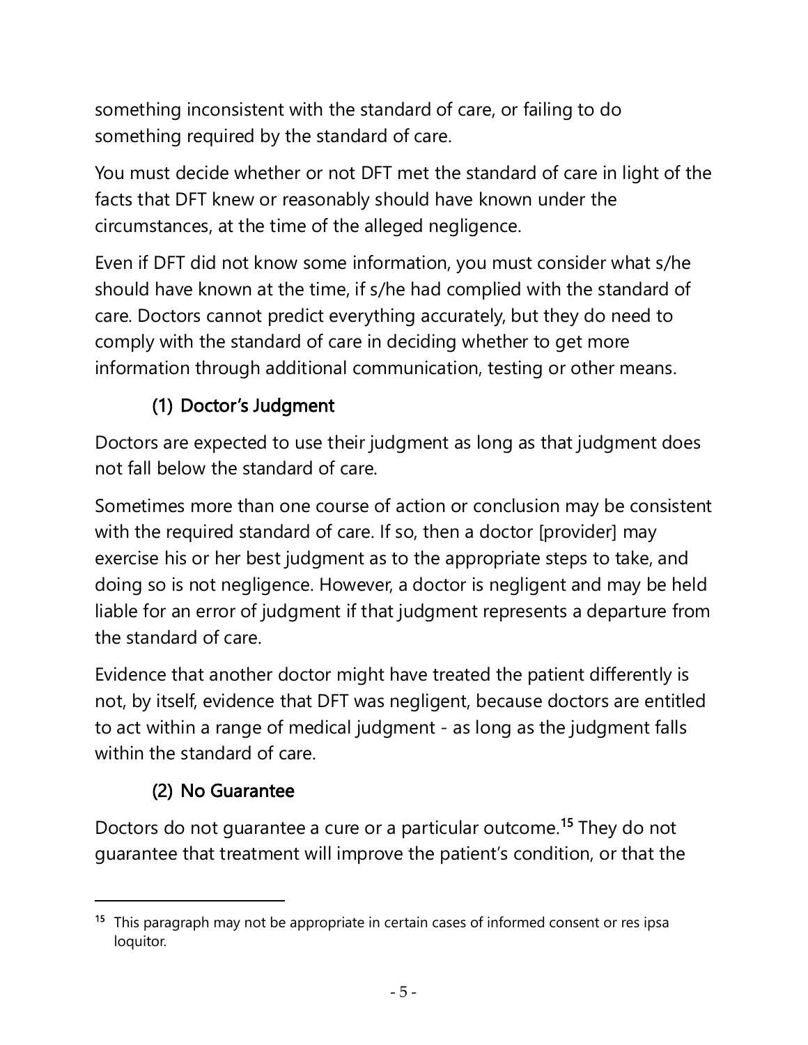something inconsistent with the standard of care, or failing to do something required by the standard of care.

You must decide whether or not DFT met the standard of care in light of the facts that DFT knew or reasonably should have known under the circumstances, at the time of the alleged negligence.

Even if DFT did not know some information, you must consider what s/he should have known at the time, if s/he had complied with the standard of care. Doctors cannot predict everything accurately, but they do need to comply with the standard of care in deciding whether to get more information through additional communication, testing or other means.

### (1) Doctor's Judgment

Doctors are expected to use their judgment as long as that judgment does not fall below the standard of care.

Sometimes more than one course of action or conclusion may be consistent with the required standard of care. If so, then a doctor [provider] may exercise his or her best judgment as to the appropriate steps to take, and doing so is not negligence. However, a doctor is negligent and may be held liable for an error of judgment if that judgment represents a departure from the standard of care.

Evidence that another doctor might have treated the patient differently is not, by itself, evidence that DFT was negligent, because doctors are entitled to act within a range of medical judgment - as long as the judgment falls within the standard of care.

### (2) No Guarantee

Doctors do not guarantee a cure or a particular outcome.[15] They do not guarantee that treatment will improve the patient's condition, or that the

[15] This paragraph may not be appropriate in certain cases of informed consent or res ipsa loquitor.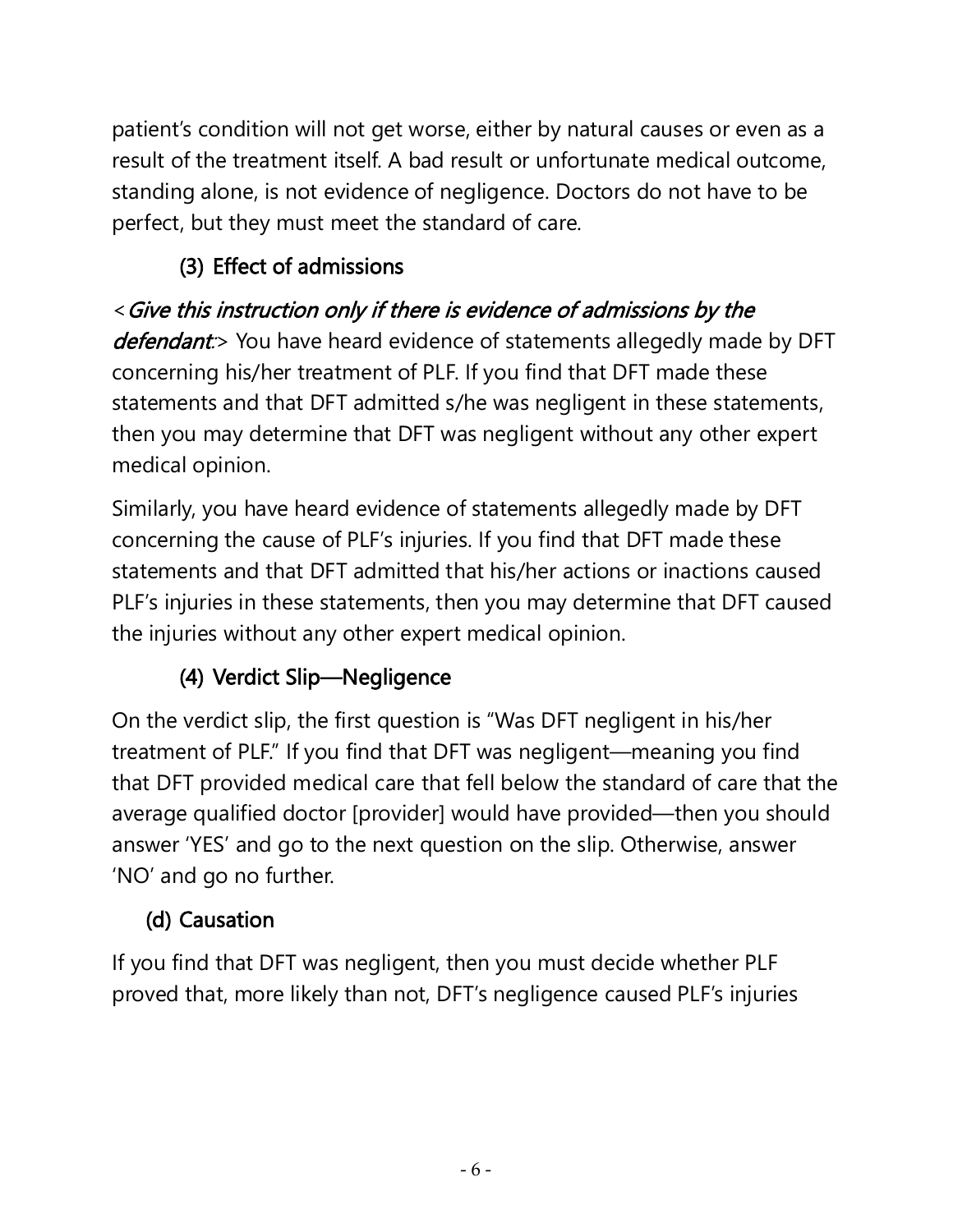patient's condition will not get worse, either by natural causes or even as a result of the treatment itself. A bad result or unfortunate medical outcome, standing alone, is not evidence of negligence. Doctors do not have to be perfect, but they must meet the standard of care.

#### (3) Effect of admissions

<*Give this instruction only if there is evidence of admissions by the defendant:*> You have heard evidence of statements allegedly made by DFT concerning his/her treatment of PLF. If you find that DFT made these statements and that DFT admitted s/he was negligent in these statements, then you may determine that DFT was negligent without any other expert medical opinion.

Similarly, you have heard evidence of statements allegedly made by DFT concerning the cause of PLF's injuries. If you find that DFT made these statements and that DFT admitted that his/her actions or inactions caused PLF's injuries in these statements, then you may determine that DFT caused the injuries without any other expert medical opinion.

#### (4) Verdict Slip—Negligence

On the verdict slip, the first question is "Was DFT negligent in his/her treatment of PLF." If you find that DFT was negligent—meaning you find that DFT provided medical care that fell below the standard of care that the average qualified doctor [provider] would have provided—then you should answer 'YES' and go to the next question on the slip. Otherwise, answer 'NO' and go no further.

### (d) Causation

If you find that DFT was negligent, then you must decide whether PLF proved that, more likely than not, DFT's negligence caused PLF's injuries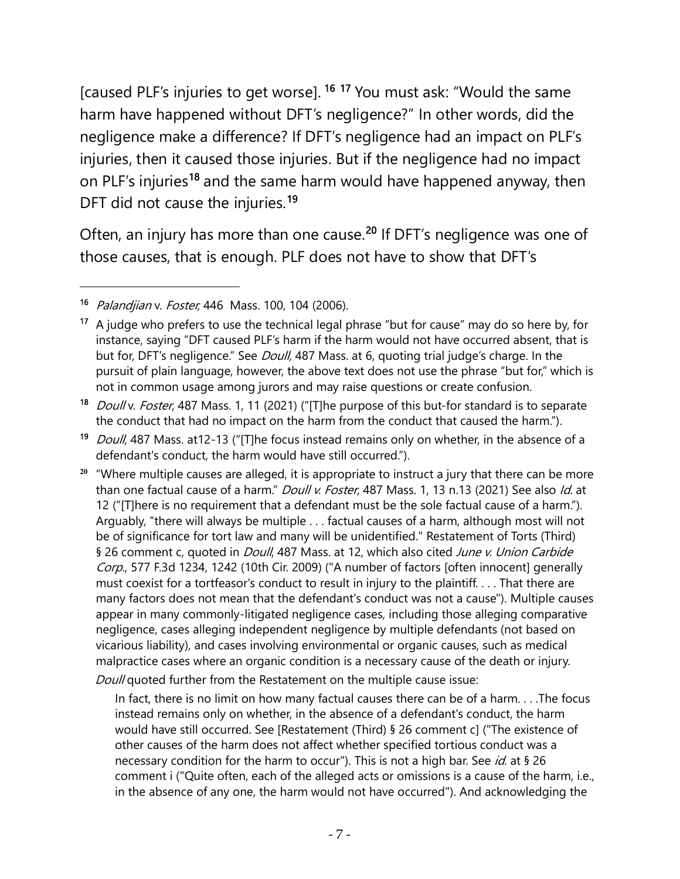[caused PLF's injuries to get worse]. [16] [17] You must ask: "Would the same harm have happened without DFT's negligence?" In other words, did the negligence make a difference? If DFT's negligence had an impact on PLF's injuries, then it caused those injuries. But if the negligence had no impact on PLF's injuries[18] and the same harm would have happened anyway, then DFT did not cause the injuries.[19]

Often, an injury has more than one cause.[20] If DFT's negligence was one of those causes, that is enough. PLF does not have to show that DFT's

---

[16] *Palandjian* v. *Foster,* 446 Mass. 100, 104 (2006).

[17] A judge who prefers to use the technical legal phrase "but for cause" may do so here by, for instance, saying "DFT caused PLF's harm if the harm would not have occurred absent, that is but for, DFT's negligence." See *Doull,* 487 Mass. at 6, quoting trial judge's charge. In the pursuit of plain language, however, the above text does not use the phrase "but for," which is not in common usage among jurors and may raise questions or create confusion.

[18] *Doull* v. *Foster*, 487 Mass. 1, 11 (2021) ("[T]he purpose of this but-for standard is to separate the conduct that had no impact on the harm from the conduct that caused the harm.").

[19] *Doull*, 487 Mass. at12-13 ("[T]he focus instead remains only on whether, in the absence of a defendant's conduct, the harm would have still occurred.").

[20] "Where multiple causes are alleged, it is appropriate to instruct a jury that there can be more than one factual cause of a harm." *Doull v. Foster*, 487 Mass. 1, 13 n.13 (2021) See also *Id.* at 12 ("[T]here is no requirement that a defendant must be the sole factual cause of a harm."). Arguably, "there will always be multiple . . . factual causes of a harm, although most will not be of significance for tort law and many will be unidentified." Restatement of Torts (Third) § 26 comment c, quoted in *Doull*, 487 Mass. at 12, which also cited *June v. Union Carbide Corp.*, 577 F.3d 1234, 1242 (10th Cir. 2009) ("A number of factors [often innocent] generally must coexist for a tortfeasor's conduct to result in injury to the plaintiff. . . . That there are many factors does not mean that the defendant's conduct was not a cause"). Multiple causes appear in many commonly-litigated negligence cases, including those alleging comparative negligence, cases alleging independent negligence by multiple defendants (not based on vicarious liability), and cases involving environmental or organic causes, such as medical malpractice cases where an organic condition is a necessary cause of the death or injury.

*Doull* quoted further from the Restatement on the multiple cause issue:

> In fact, there is no limit on how many factual causes there can be of a harm. . . .The focus instead remains only on whether, in the absence of a defendant's conduct, the harm would have still occurred. See [Restatement (Third) § 26 comment c] ("The existence of other causes of the harm does not affect whether specified tortious conduct was a necessary condition for the harm to occur"). This is not a high bar. See *id.* at § 26 comment i ("Quite often, each of the alleged acts or omissions is a cause of the harm, i.e., in the absence of any one, the harm would not have occurred"). And acknowledging the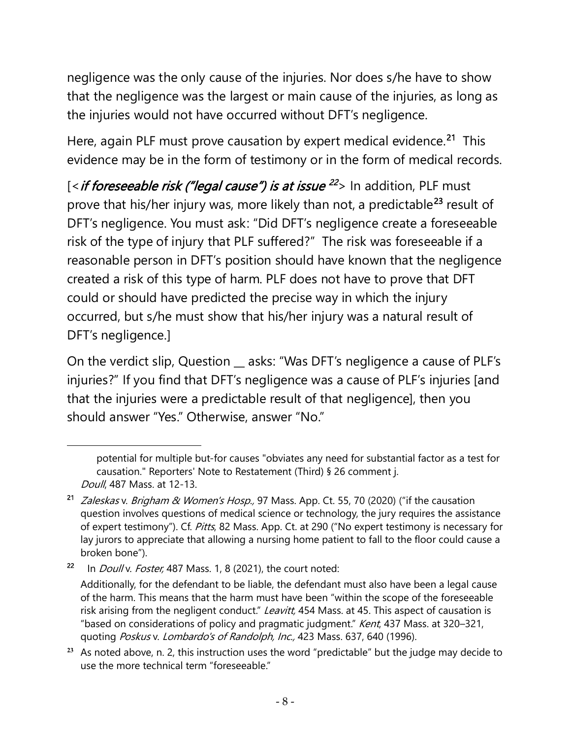negligence was the only cause of the injuries. Nor does s/he have to show that the negligence was the largest or main cause of the injuries, as long as the injuries would not have occurred without DFT's negligence.

Here, again PLF must prove causation by expert medical evidence.[21] This evidence may be in the form of testimony or in the form of medical records.

[<*if foreseeable risk ("legal cause") is at issue* [22]> In addition, PLF must prove that his/her injury was, more likely than not, a predictable[23] result of DFT's negligence. You must ask: "Did DFT's negligence create a foreseeable risk of the type of injury that PLF suffered?" The risk was foreseeable if a reasonable person in DFT's position should have known that the negligence created a risk of this type of harm. PLF does not have to prove that DFT could or should have predicted the precise way in which the injury occurred, but s/he must show that his/her injury was a natural result of DFT's negligence.]

On the verdict slip, Question __ asks: "Was DFT's negligence a cause of PLF's injuries?" If you find that DFT's negligence was a cause of PLF's injuries [and that the injuries were a predictable result of that negligence], then you should answer "Yes." Otherwise, answer "No."

---

potential for multiple but-for causes "obviates any need for substantial factor as a test for causation." Reporters' Note to Restatement (Third) § 26 comment j. *Doull*, 487 Mass. at 12-13.

[21] *Zaleskas* v. *Brigham & Women's Hosp.,* 97 Mass. App. Ct. 55, 70 (2020) ("if the causation question involves questions of medical science or technology, the jury requires the assistance of expert testimony"). Cf. *Pitts*, 82 Mass. App. Ct. at 290 ("No expert testimony is necessary for lay jurors to appreciate that allowing a nursing home patient to fall to the floor could cause a broken bone").

[22] In *Doull* v. *Foster,* 487 Mass. 1, 8 (2021), the court noted:

Additionally, for the defendant to be liable, the defendant must also have been a legal cause of the harm. This means that the harm must have been "within the scope of the foreseeable risk arising from the negligent conduct." *Leavitt,* 454 Mass. at 45. This aspect of causation is "based on considerations of policy and pragmatic judgment." *Kent*, 437 Mass. at 320–321, quoting *Poskus* v. *Lombardo's of Randolph, Inc.,* 423 Mass. 637, 640 (1996).

[23] As noted above, n. 2, this instruction uses the word "predictable" but the judge may decide to use the more technical term "foreseeable."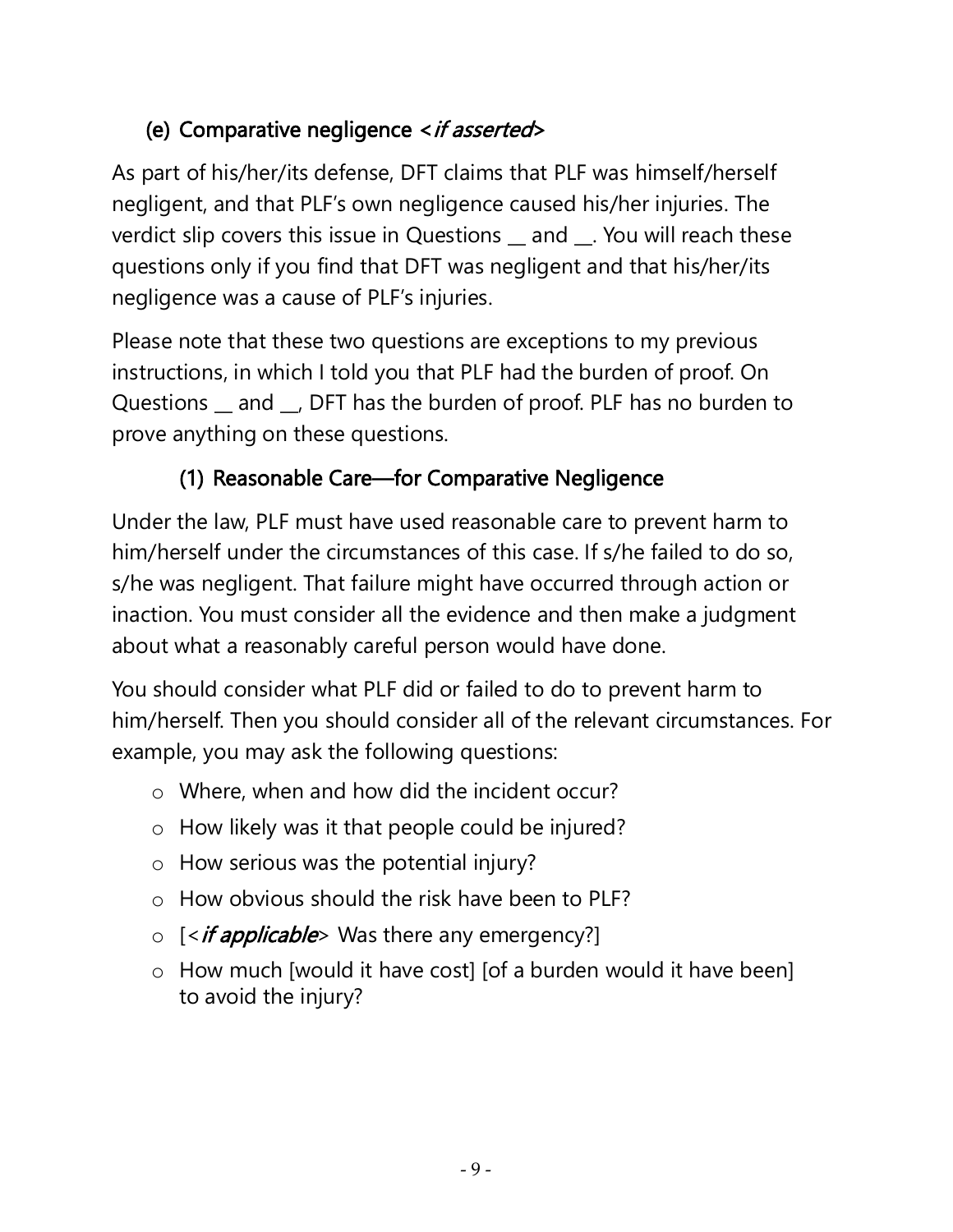### (e) Comparative negligence <*if asserted*>

As part of his/her/its defense, DFT claims that PLF was himself/herself negligent, and that PLF's own negligence caused his/her injuries. The verdict slip covers this issue in Questions __ and __. You will reach these questions only if you find that DFT was negligent and that his/her/its negligence was a cause of PLF's injuries.

Please note that these two questions are exceptions to my previous instructions, in which I told you that PLF had the burden of proof. On Questions __ and __, DFT has the burden of proof. PLF has no burden to prove anything on these questions.

#### (1) Reasonable Care—for Comparative Negligence

Under the law, PLF must have used reasonable care to prevent harm to him/herself under the circumstances of this case. If s/he failed to do so, s/he was negligent. That failure might have occurred through action or inaction. You must consider all the evidence and then make a judgment about what a reasonably careful person would have done.

You should consider what PLF did or failed to do to prevent harm to him/herself. Then you should consider all of the relevant circumstances. For example, you may ask the following questions:

- Where, when and how did the incident occur?
- How likely was it that people could be injured?
- How serious was the potential injury?
- How obvious should the risk have been to PLF?
- [<***if applicable***> Was there any emergency?]
- How much [would it have cost] [of a burden would it have been] to avoid the injury?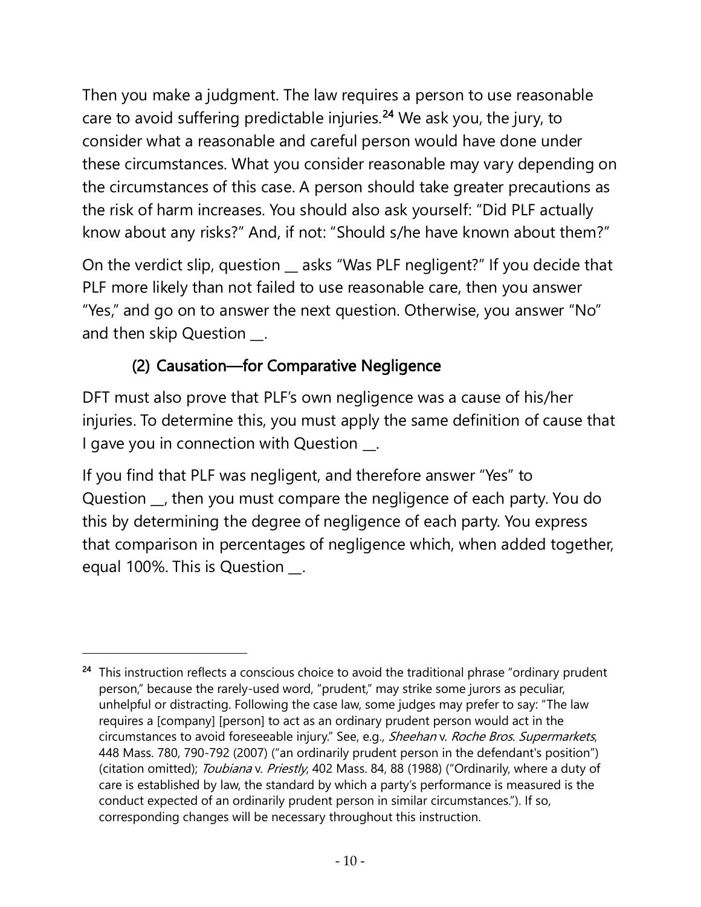Then you make a judgment. The law requires a person to use reasonable care to avoid suffering predictable injuries.[24] We ask you, the jury, to consider what a reasonable and careful person would have done under these circumstances. What you consider reasonable may vary depending on the circumstances of this case. A person should take greater precautions as the risk of harm increases. You should also ask yourself: “Did PLF actually know about any risks?” And, if not: “Should s/he have known about them?”

On the verdict slip, question __ asks “Was PLF negligent?” If you decide that PLF more likely than not failed to use reasonable care, then you answer “Yes,” and go on to answer the next question. Otherwise, you answer “No” and then skip Question __.

### (2) Causation—for Comparative Negligence

DFT must also prove that PLF’s own negligence was a cause of his/her injuries. To determine this, you must apply the same definition of cause that I gave you in connection with Question __.

If you find that PLF was negligent, and therefore answer “Yes” to Question __, then you must compare the negligence of each party. You do this by determining the degree of negligence of each party. You express that comparison in percentages of negligence which, when added together, equal 100%. This is Question __.

---

[24] This instruction reflects a conscious choice to avoid the traditional phrase “ordinary prudent person,” because the rarely-used word, “prudent,” may strike some jurors as peculiar, unhelpful or distracting. Following the case law, some judges may prefer to say: “The law requires a [company] [person] to act as an ordinary prudent person would act in the circumstances to avoid foreseeable injury.” See, e.g., *Sheehan* v. *Roche Bros. Supermarkets*, 448 Mass. 780, 790-792 (2007) (“an ordinarily prudent person in the defendant's position”) (citation omitted); *Toubiana* v. *Priestly*, 402 Mass. 84, 88 (1988) (“Ordinarily, where a duty of care is established by law, the standard by which a party’s performance is measured is the conduct expected of an ordinarily prudent person in similar circumstances.”). If so, corresponding changes will be necessary throughout this instruction.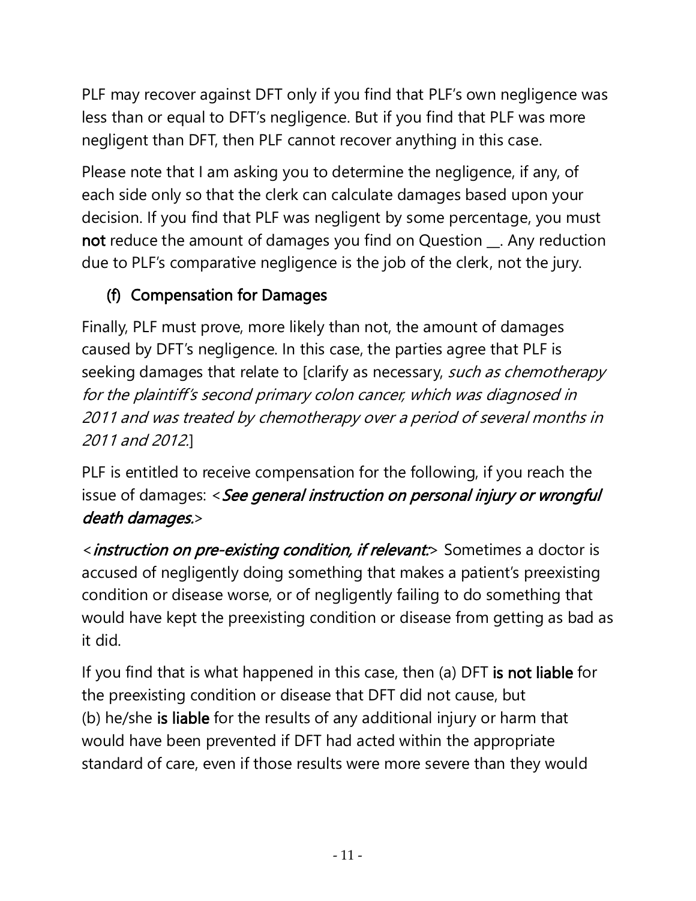PLF may recover against DFT only if you find that PLF's own negligence was less than or equal to DFT's negligence. But if you find that PLF was more negligent than DFT, then PLF cannot recover anything in this case.

Please note that I am asking you to determine the negligence, if any, of each side only so that the clerk can calculate damages based upon your decision. If you find that PLF was negligent by some percentage, you must **not** reduce the amount of damages you find on Question __. Any reduction due to PLF's comparative negligence is the job of the clerk, not the jury.

### (f) Compensation for Damages

Finally, PLF must prove, more likely than not, the amount of damages caused by DFT's negligence. In this case, the parties agree that PLF is seeking damages that relate to [clarify as necessary, *such as chemotherapy for the plaintiff's second primary colon cancer, which was diagnosed in 2011 and was treated by chemotherapy over a period of several months in 2011 and 2012*.]

PLF is entitled to receive compensation for the following, if you reach the issue of damages: <***See general instruction on personal injury or wrongful death damages.***>

<***instruction on pre-existing condition, if relevant:***> Sometimes a doctor is accused of negligently doing something that makes a patient's preexisting condition or disease worse, or of negligently failing to do something that would have kept the preexisting condition or disease from getting as bad as it did.

If you find that is what happened in this case, then (a) DFT **is not liable** for the preexisting condition or disease that DFT did not cause, but (b) he/she **is liable** for the results of any additional injury or harm that would have been prevented if DFT had acted within the appropriate standard of care, even if those results were more severe than they would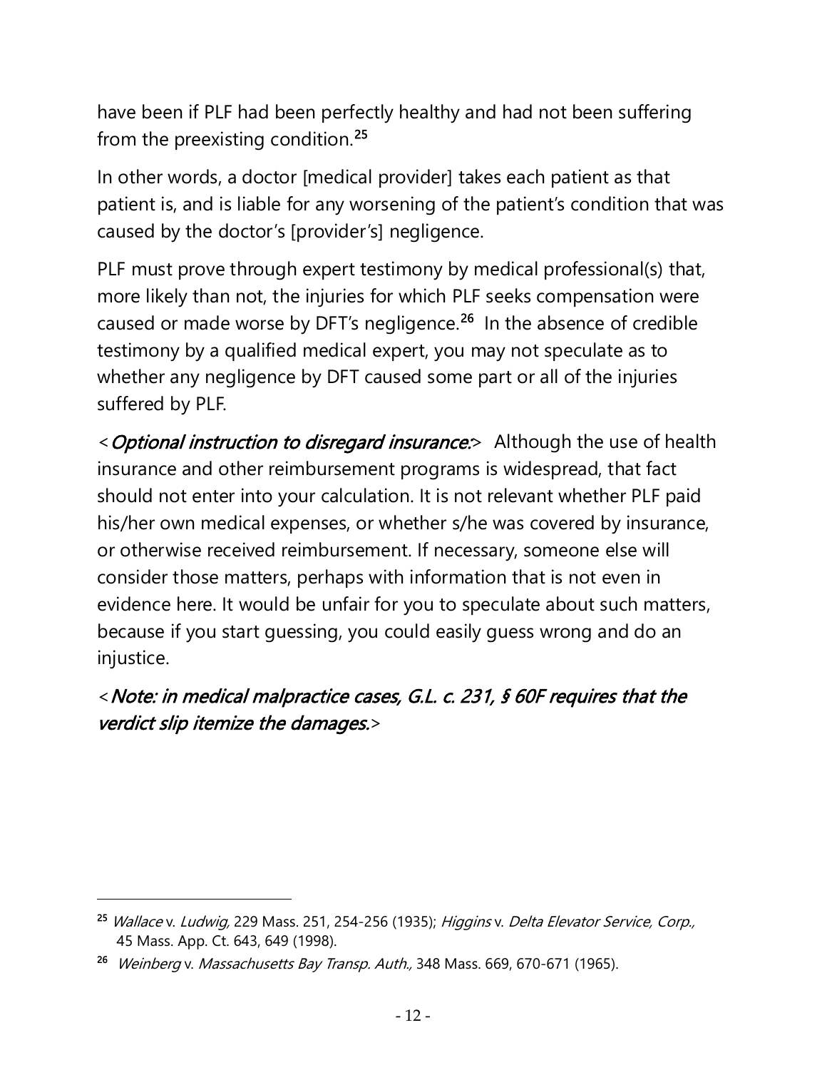have been if PLF had been perfectly healthy and had not been suffering from the preexisting condition.[25]

In other words, a doctor [medical provider] takes each patient as that patient is, and is liable for any worsening of the patient's condition that was caused by the doctor's [provider's] negligence.

PLF must prove through expert testimony by medical professional(s) that, more likely than not, the injuries for which PLF seeks compensation were caused or made worse by DFT's negligence.[26] In the absence of credible testimony by a qualified medical expert, you may not speculate as to whether any negligence by DFT caused some part or all of the injuries suffered by PLF.

<*Optional instruction to disregard insurance:*> Although the use of health insurance and other reimbursement programs is widespread, that fact should not enter into your calculation. It is not relevant whether PLF paid his/her own medical expenses, or whether s/he was covered by insurance, or otherwise received reimbursement. If necessary, someone else will consider those matters, perhaps with information that is not even in evidence here. It would be unfair for you to speculate about such matters, because if you start guessing, you could easily guess wrong and do an injustice.

<*Note: in medical malpractice cases, G.L. c. 231, § 60F requires that the verdict slip itemize the damages.*>

---

[25] *Wallace* v. *Ludwig,* 229 Mass. 251, 254-256 (1935); *Higgins* v. *Delta Elevator Service, Corp.,* 45 Mass. App. Ct. 643, 649 (1998).

[26] *Weinberg* v. *Massachusetts Bay Transp. Auth.,* 348 Mass. 669, 670-671 (1965).